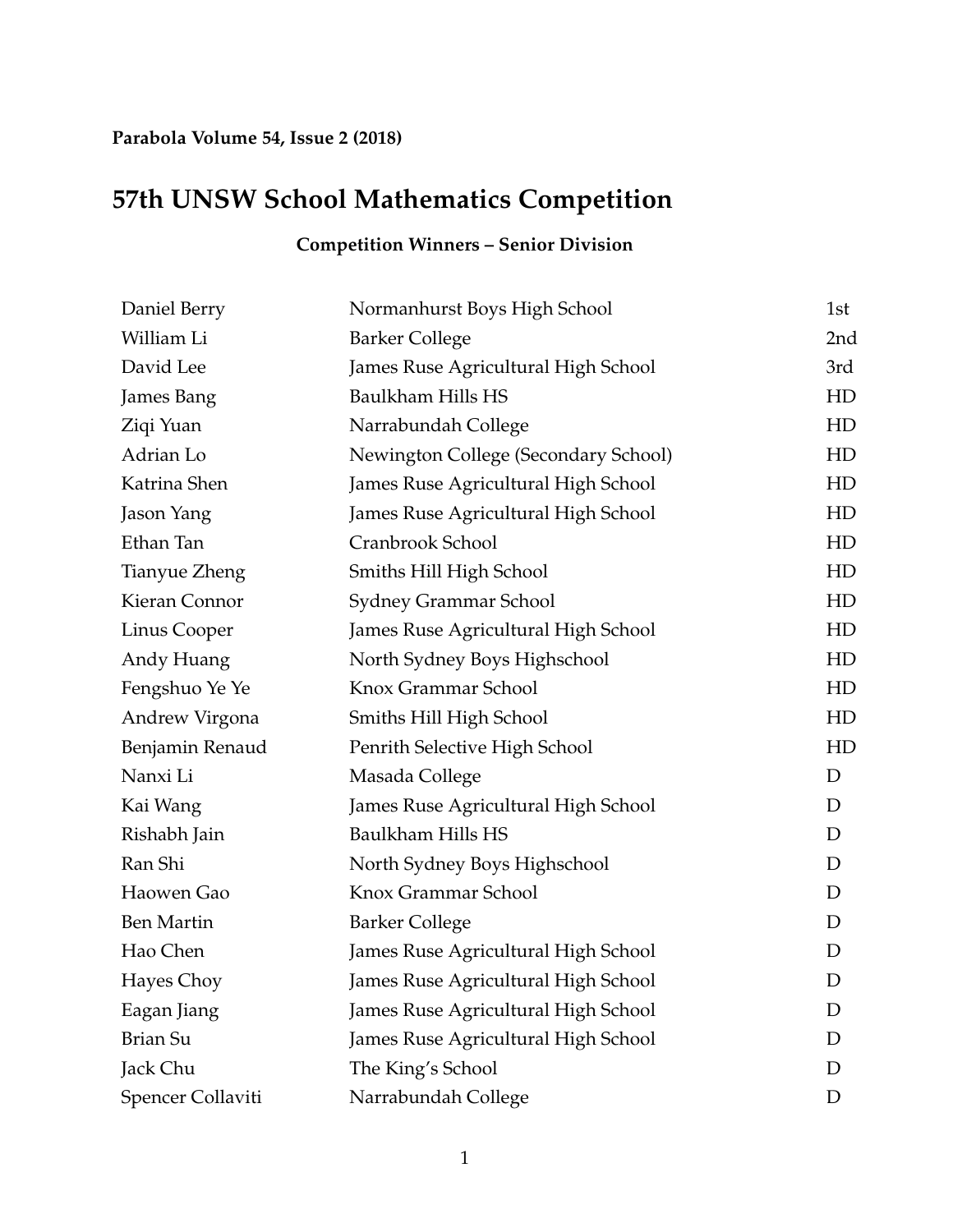**Parabola Volume 54, Issue 2 (2018)**

# 57th UNSW School Mathematics Competition

### Competition Winners – Senior Division

| | | |
|---|---|---|
| Daniel Berry | Normanhurst Boys High School | 1st |
| William Li | Barker College | 2nd |
| David Lee | James Ruse Agricultural High School | 3rd |
| James Bang | Baulkham Hills HS | HD |
| Ziqi Yuan | Narrabundah College | HD |
| Adrian Lo | Newington College (Secondary School) | HD |
| Katrina Shen | James Ruse Agricultural High School | HD |
| Jason Yang | James Ruse Agricultural High School | HD |
| Ethan Tan | Cranbrook School | HD |
| Tianyue Zheng | Smiths Hill High School | HD |
| Kieran Connor | Sydney Grammar School | HD |
| Linus Cooper | James Ruse Agricultural High School | HD |
| Andy Huang | North Sydney Boys Highschool | HD |
| Fengshuo Ye Ye | Knox Grammar School | HD |
| Andrew Virgona | Smiths Hill High School | HD |
| Benjamin Renaud | Penrith Selective High School | HD |
| Nanxi Li | Masada College | D |
| Kai Wang | James Ruse Agricultural High School | D |
| Rishabh Jain | Baulkham Hills HS | D |
| Ran Shi | North Sydney Boys Highschool | D |
| Haowen Gao | Knox Grammar School | D |
| Ben Martin | Barker College | D |
| Hao Chen | James Ruse Agricultural High School | D |
| Hayes Choy | James Ruse Agricultural High School | D |
| Eagan Jiang | James Ruse Agricultural High School | D |
| Brian Su | James Ruse Agricultural High School | D |
| Jack Chu | The King's School | D |
| Spencer Collaviti | Narrabundah College | D |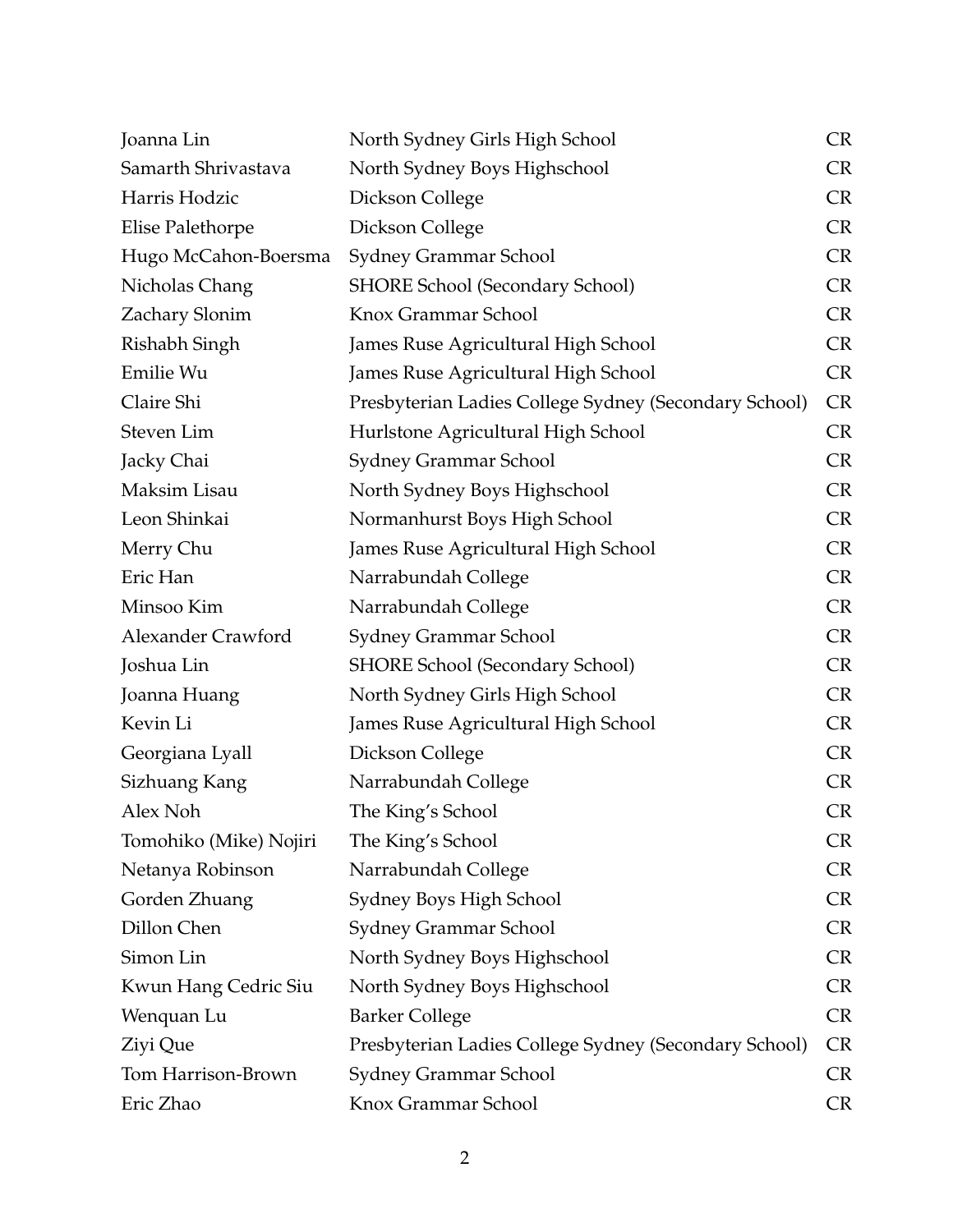| | | |
|---|---|---|
| Joanna Lin | North Sydney Girls High School | CR |
| Samarth Shrivastava | North Sydney Boys Highschool | CR |
| Harris Hodzic | Dickson College | CR |
| Elise Palethorpe | Dickson College | CR |
| Hugo McCahon-Boersma | Sydney Grammar School | CR |
| Nicholas Chang | SHORE School (Secondary School) | CR |
| Zachary Slonim | Knox Grammar School | CR |
| Rishabh Singh | James Ruse Agricultural High School | CR |
| Emilie Wu | James Ruse Agricultural High School | CR |
| Claire Shi | Presbyterian Ladies College Sydney (Secondary School) | CR |
| Steven Lim | Hurlstone Agricultural High School | CR |
| Jacky Chai | Sydney Grammar School | CR |
| Maksim Lisau | North Sydney Boys Highschool | CR |
| Leon Shinkai | Normanhurst Boys High School | CR |
| Merry Chu | James Ruse Agricultural High School | CR |
| Eric Han | Narrabundah College | CR |
| Minsoo Kim | Narrabundah College | CR |
| Alexander Crawford | Sydney Grammar School | CR |
| Joshua Lin | SHORE School (Secondary School) | CR |
| Joanna Huang | North Sydney Girls High School | CR |
| Kevin Li | James Ruse Agricultural High School | CR |
| Georgiana Lyall | Dickson College | CR |
| Sizhuang Kang | Narrabundah College | CR |
| Alex Noh | The King's School | CR |
| Tomohiko (Mike) Nojiri | The King's School | CR |
| Netanya Robinson | Narrabundah College | CR |
| Gorden Zhuang | Sydney Boys High School | CR |
| Dillon Chen | Sydney Grammar School | CR |
| Simon Lin | North Sydney Boys Highschool | CR |
| Kwun Hang Cedric Siu | North Sydney Boys Highschool | CR |
| Wenquan Lu | Barker College | CR |
| Ziyi Que | Presbyterian Ladies College Sydney (Secondary School) | CR |
| Tom Harrison-Brown | Sydney Grammar School | CR |
| Eric Zhao | Knox Grammar School | CR |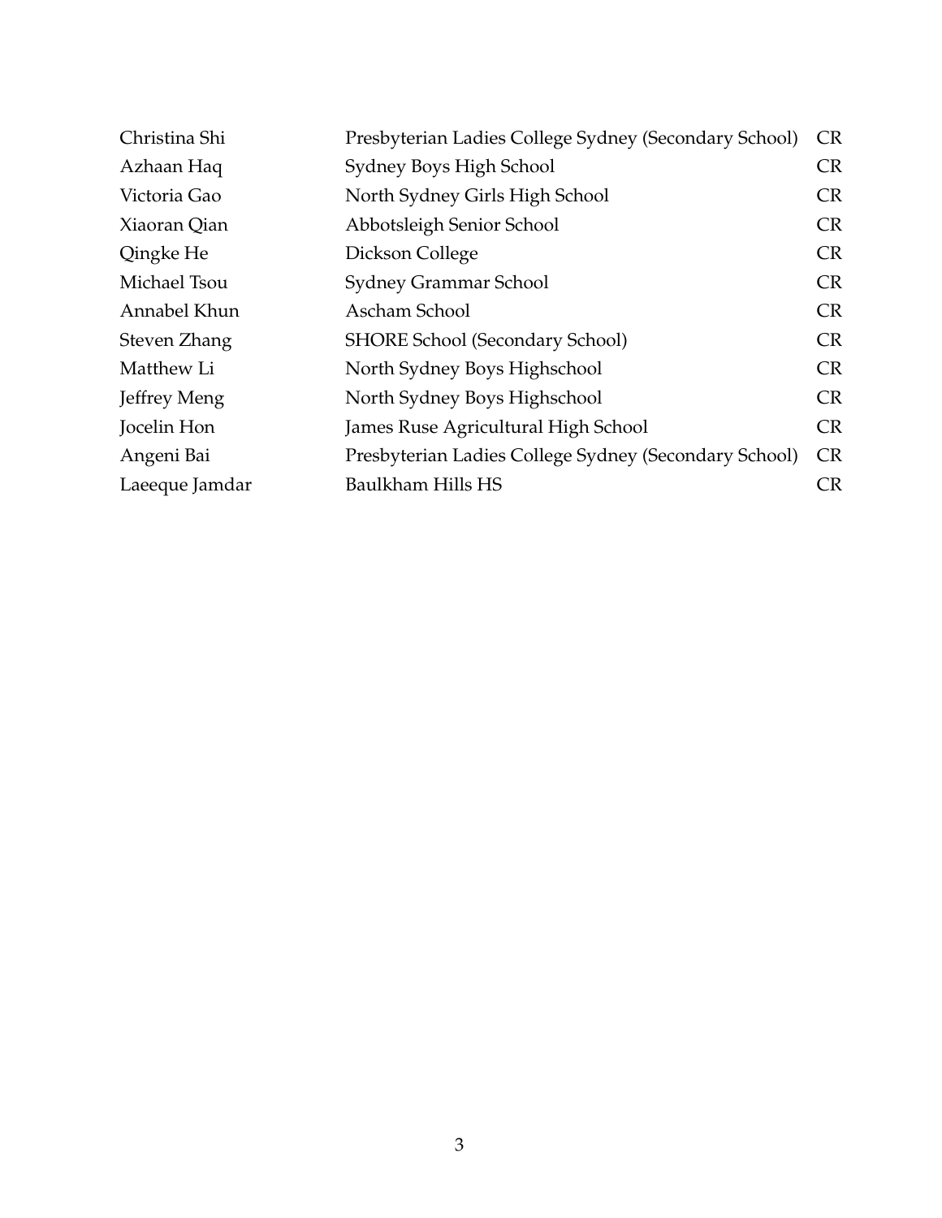| | | |
|---|---|---|
| Christina Shi | Presbyterian Ladies College Sydney (Secondary School) | CR |
| Azhaan Haq | Sydney Boys High School | CR |
| Victoria Gao | North Sydney Girls High School | CR |
| Xiaoran Qian | Abbotsleigh Senior School | CR |
| Qingke He | Dickson College | CR |
| Michael Tsou | Sydney Grammar School | CR |
| Annabel Khun | Ascham School | CR |
| Steven Zhang | SHORE School (Secondary School) | CR |
| Matthew Li | North Sydney Boys Highschool | CR |
| Jeffrey Meng | North Sydney Boys Highschool | CR |
| Jocelin Hon | James Ruse Agricultural High School | CR |
| Angeni Bai | Presbyterian Ladies College Sydney (Secondary School) | CR |
| Laeeque Jamdar | Baulkham Hills HS | CR |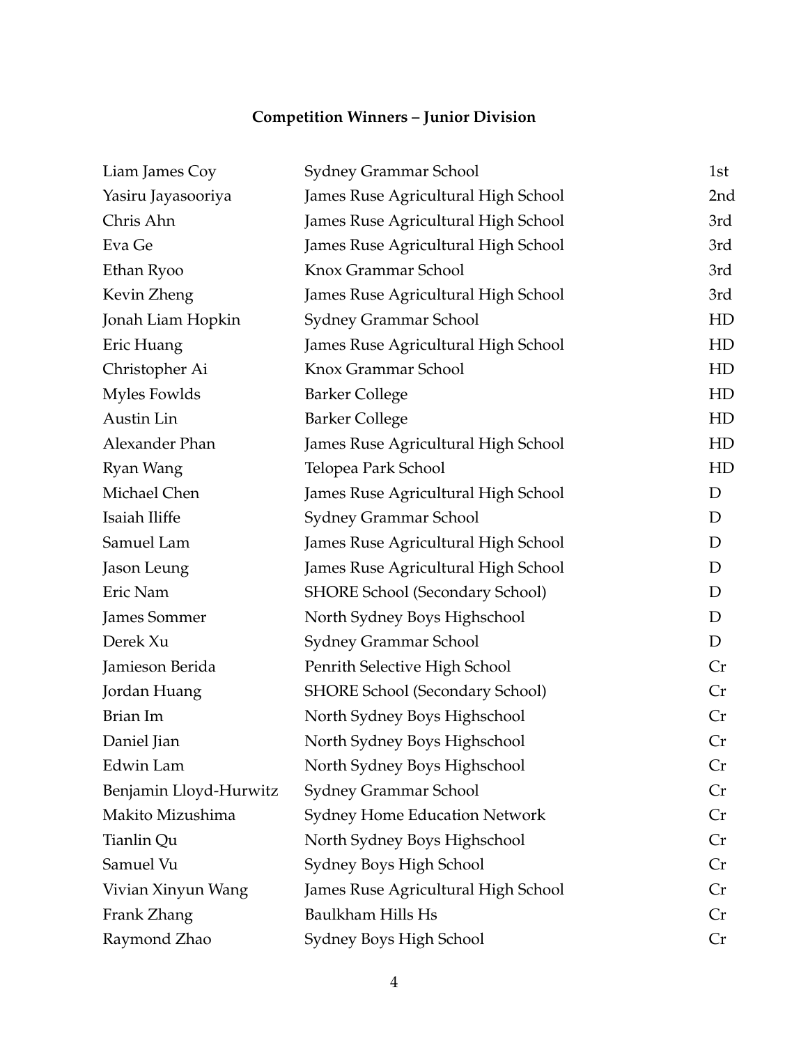**Competition Winners – Junior Division**

| | | |
|---|---|---|
| Liam James Coy | Sydney Grammar School | 1st |
| Yasiru Jayasooriya | James Ruse Agricultural High School | 2nd |
| Chris Ahn | James Ruse Agricultural High School | 3rd |
| Eva Ge | James Ruse Agricultural High School | 3rd |
| Ethan Ryoo | Knox Grammar School | 3rd |
| Kevin Zheng | James Ruse Agricultural High School | 3rd |
| Jonah Liam Hopkin | Sydney Grammar School | HD |
| Eric Huang | James Ruse Agricultural High School | HD |
| Christopher Ai | Knox Grammar School | HD |
| Myles Fowlds | Barker College | HD |
| Austin Lin | Barker College | HD |
| Alexander Phan | James Ruse Agricultural High School | HD |
| Ryan Wang | Telopea Park School | HD |
| Michael Chen | James Ruse Agricultural High School | D |
| Isaiah Iliffe | Sydney Grammar School | D |
| Samuel Lam | James Ruse Agricultural High School | D |
| Jason Leung | James Ruse Agricultural High School | D |
| Eric Nam | SHORE School (Secondary School) | D |
| James Sommer | North Sydney Boys Highschool | D |
| Derek Xu | Sydney Grammar School | D |
| Jamieson Berida | Penrith Selective High School | Cr |
| Jordan Huang | SHORE School (Secondary School) | Cr |
| Brian Im | North Sydney Boys Highschool | Cr |
| Daniel Jian | North Sydney Boys Highschool | Cr |
| Edwin Lam | North Sydney Boys Highschool | Cr |
| Benjamin Lloyd-Hurwitz | Sydney Grammar School | Cr |
| Makito Mizushima | Sydney Home Education Network | Cr |
| Tianlin Qu | North Sydney Boys Highschool | Cr |
| Samuel Vu | Sydney Boys High School | Cr |
| Vivian Xinyun Wang | James Ruse Agricultural High School | Cr |
| Frank Zhang | Baulkham Hills Hs | Cr |
| Raymond Zhao | Sydney Boys High School | Cr |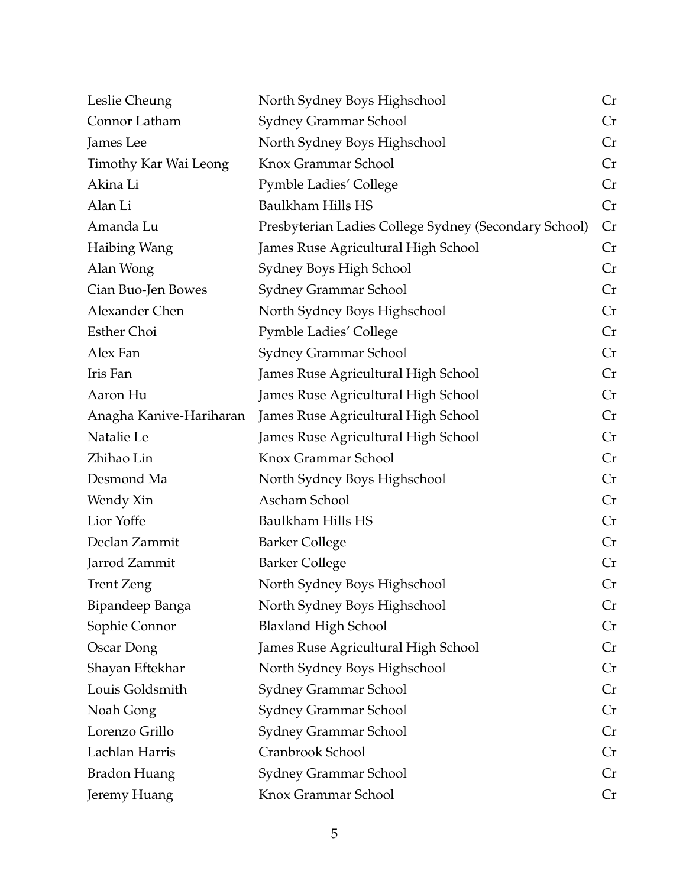| | | |
|---|---|---|
| Leslie Cheung | North Sydney Boys Highschool | Cr |
| Connor Latham | Sydney Grammar School | Cr |
| James Lee | North Sydney Boys Highschool | Cr |
| Timothy Kar Wai Leong | Knox Grammar School | Cr |
| Akina Li | Pymble Ladies' College | Cr |
| Alan Li | Baulkham Hills HS | Cr |
| Amanda Lu | Presbyterian Ladies College Sydney (Secondary School) | Cr |
| Haibing Wang | James Ruse Agricultural High School | Cr |
| Alan Wong | Sydney Boys High School | Cr |
| Cian Buo-Jen Bowes | Sydney Grammar School | Cr |
| Alexander Chen | North Sydney Boys Highschool | Cr |
| Esther Choi | Pymble Ladies' College | Cr |
| Alex Fan | Sydney Grammar School | Cr |
| Iris Fan | James Ruse Agricultural High School | Cr |
| Aaron Hu | James Ruse Agricultural High School | Cr |
| Anagha Kanive-Hariharan | James Ruse Agricultural High School | Cr |
| Natalie Le | James Ruse Agricultural High School | Cr |
| Zhihao Lin | Knox Grammar School | Cr |
| Desmond Ma | North Sydney Boys Highschool | Cr |
| Wendy Xin | Ascham School | Cr |
| Lior Yoffe | Baulkham Hills HS | Cr |
| Declan Zammit | Barker College | Cr |
| Jarrod Zammit | Barker College | Cr |
| Trent Zeng | North Sydney Boys Highschool | Cr |
| Bipandeep Banga | North Sydney Boys Highschool | Cr |
| Sophie Connor | Blaxland High School | Cr |
| Oscar Dong | James Ruse Agricultural High School | Cr |
| Shayan Eftekhar | North Sydney Boys Highschool | Cr |
| Louis Goldsmith | Sydney Grammar School | Cr |
| Noah Gong | Sydney Grammar School | Cr |
| Lorenzo Grillo | Sydney Grammar School | Cr |
| Lachlan Harris | Cranbrook School | Cr |
| Bradon Huang | Sydney Grammar School | Cr |
| Jeremy Huang | Knox Grammar School | Cr |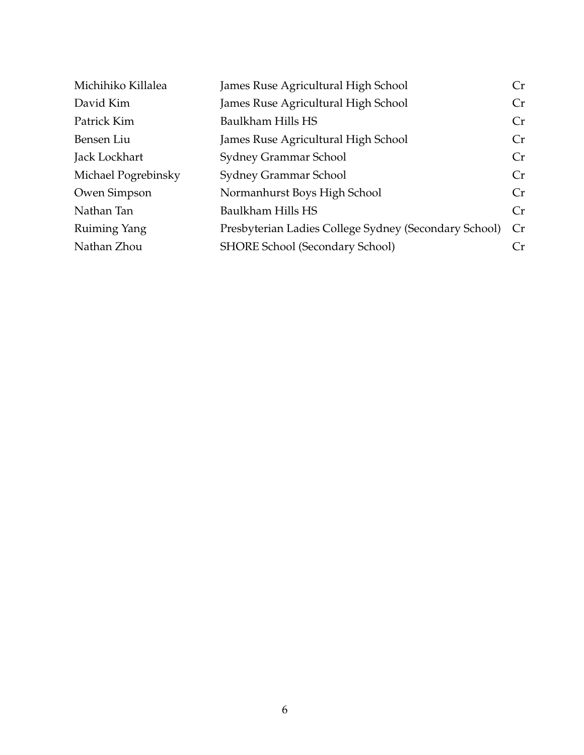| | | |
|---|---|---|
| Michihiko Killalea | James Ruse Agricultural High School | Cr |
| David Kim | James Ruse Agricultural High School | Cr |
| Patrick Kim | Baulkham Hills HS | Cr |
| Bensen Liu | James Ruse Agricultural High School | Cr |
| Jack Lockhart | Sydney Grammar School | Cr |
| Michael Pogrebinsky | Sydney Grammar School | Cr |
| Owen Simpson | Normanhurst Boys High School | Cr |
| Nathan Tan | Baulkham Hills HS | Cr |
| Ruiming Yang | Presbyterian Ladies College Sydney (Secondary School) | Cr |
| Nathan Zhou | SHORE School (Secondary School) | Cr |